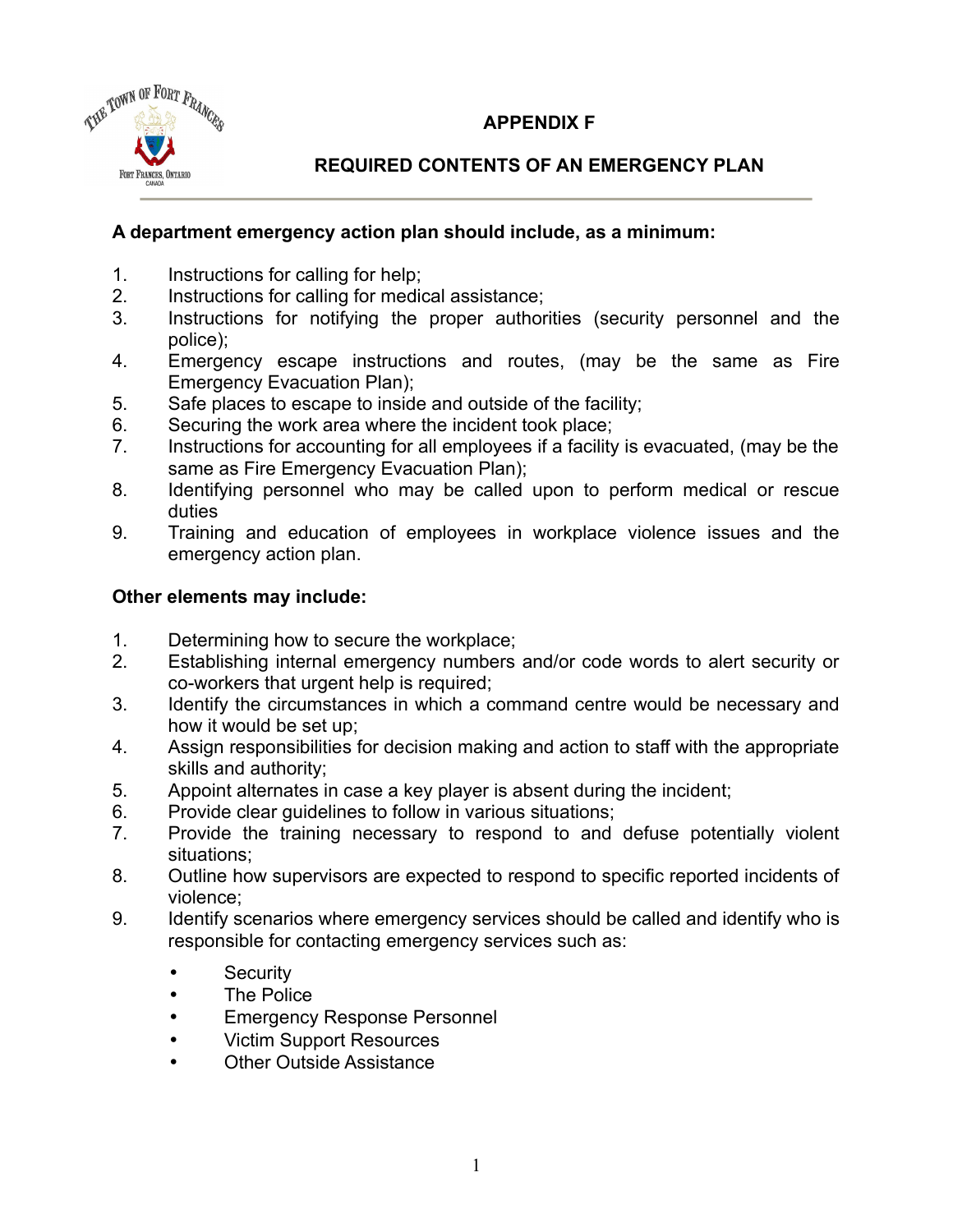# APPENDIX F

## REQUIRED CONTENTS OF AN EMERGENCY PLAN

**A department emergency action plan should include, as a minimum:**

1. Instructions for calling for help;
2. Instructions for calling for medical assistance;
3. Instructions for notifying the proper authorities (security personnel and the police);
4. Emergency escape instructions and routes, (may be the same as Fire Emergency Evacuation Plan);
5. Safe places to escape to inside and outside of the facility;
6. Securing the work area where the incident took place;
7. Instructions for accounting for all employees if a facility is evacuated, (may be the same as Fire Emergency Evacuation Plan);
8. Identifying personnel who may be called upon to perform medical or rescue duties
9. Training and education of employees in workplace violence issues and the emergency action plan.

**Other elements may include:**

1. Determining how to secure the workplace;
2. Establishing internal emergency numbers and/or code words to alert security or co-workers that urgent help is required;
3. Identify the circumstances in which a command centre would be necessary and how it would be set up;
4. Assign responsibilities for decision making and action to staff with the appropriate skills and authority;
5. Appoint alternates in case a key player is absent during the incident;
6. Provide clear guidelines to follow in various situations;
7. Provide the training necessary to respond to and defuse potentially violent situations;
8. Outline how supervisors are expected to respond to specific reported incidents of violence;
9. Identify scenarios where emergency services should be called and identify who is responsible for contacting emergency services such as:
   - Security
   - The Police
   - Emergency Response Personnel
   - Victim Support Resources
   - Other Outside Assistance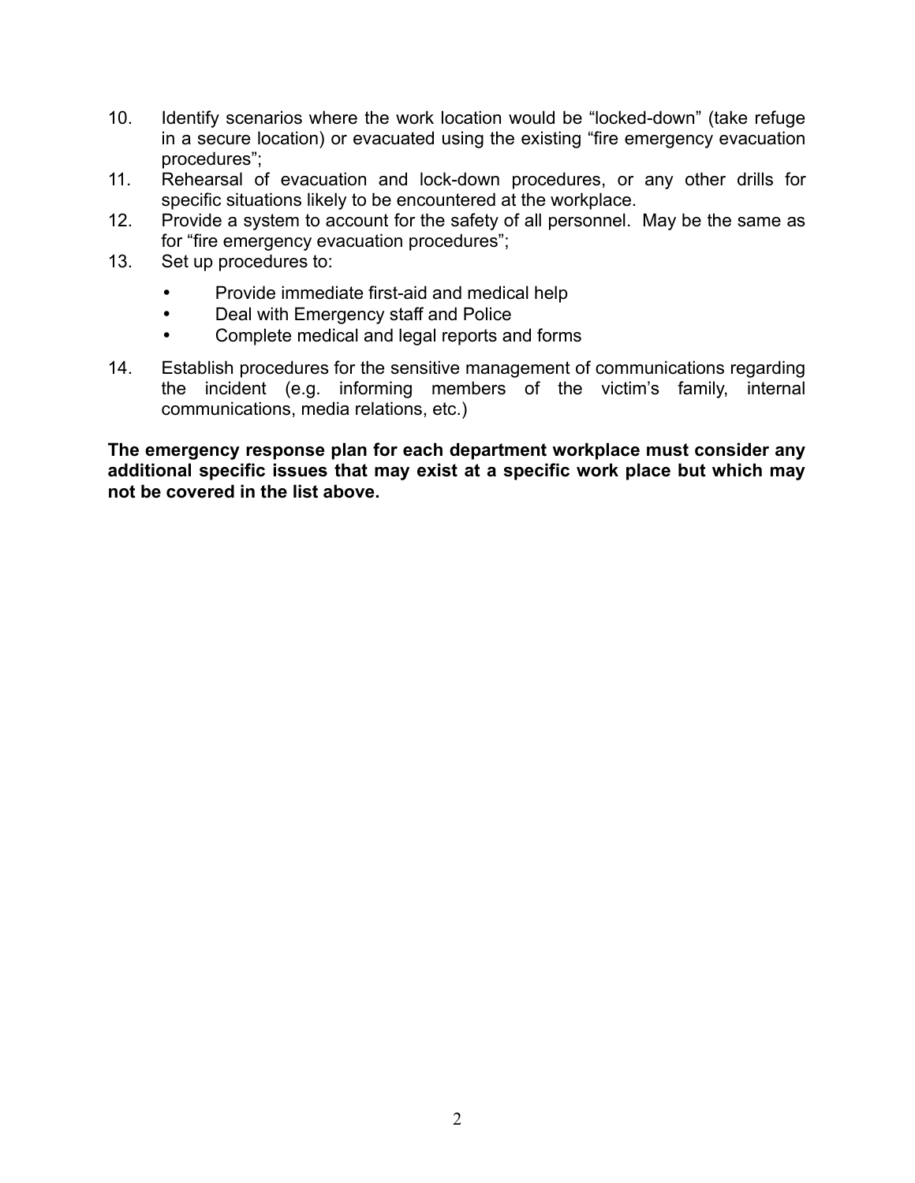10. Identify scenarios where the work location would be "locked-down" (take refuge in a secure location) or evacuated using the existing "fire emergency evacuation procedures";
11. Rehearsal of evacuation and lock-down procedures, or any other drills for specific situations likely to be encountered at the workplace.
12. Provide a system to account for the safety of all personnel. May be the same as for "fire emergency evacuation procedures";
13. Set up procedures to:
    - Provide immediate first-aid and medical help
    - Deal with Emergency staff and Police
    - Complete medical and legal reports and forms
14. Establish procedures for the sensitive management of communications regarding the incident (e.g. informing members of the victim's family, internal communications, media relations, etc.)

**The emergency response plan for each department workplace must consider any additional specific issues that may exist at a specific work place but which may not be covered in the list above.**